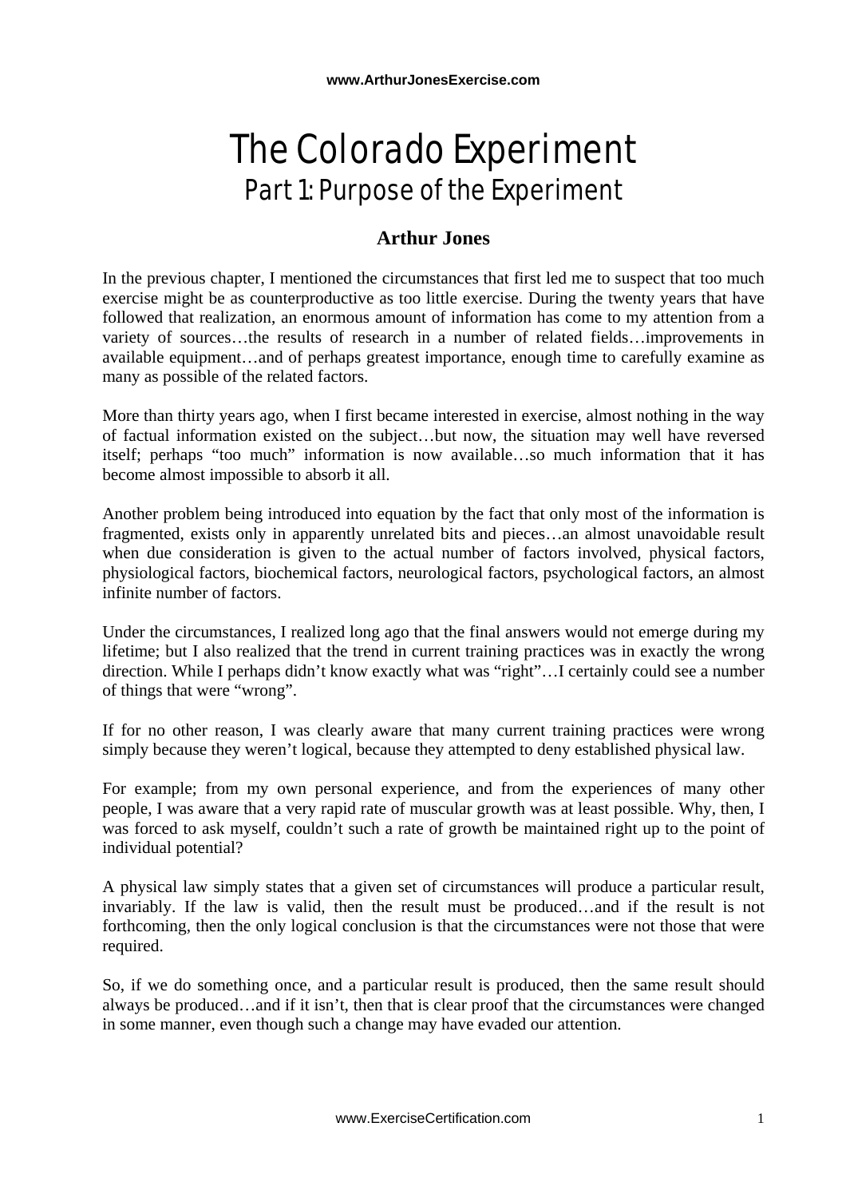# The Colorado Experiment

## Part 1: Purpose of the Experiment

**Arthur Jones**

In the previous chapter, I mentioned the circumstances that first led me to suspect that too much exercise might be as counterproductive as too little exercise. During the twenty years that have followed that realization, an enormous amount of information has come to my attention from a variety of sources…the results of research in a number of related fields…improvements in available equipment…and of perhaps greatest importance, enough time to carefully examine as many as possible of the related factors.

More than thirty years ago, when I first became interested in exercise, almost nothing in the way of factual information existed on the subject…but now, the situation may well have reversed itself; perhaps "too much" information is now available…so much information that it has become almost impossible to absorb it all.

Another problem being introduced into equation by the fact that only most of the information is fragmented, exists only in apparently unrelated bits and pieces…an almost unavoidable result when due consideration is given to the actual number of factors involved, physical factors, physiological factors, biochemical factors, neurological factors, psychological factors, an almost infinite number of factors.

Under the circumstances, I realized long ago that the final answers would not emerge during my lifetime; but I also realized that the trend in current training practices was in exactly the wrong direction. While I perhaps didn't know exactly what was "right"…I certainly could see a number of things that were "wrong".

If for no other reason, I was clearly aware that many current training practices were wrong simply because they weren't logical, because they attempted to deny established physical law.

For example; from my own personal experience, and from the experiences of many other people, I was aware that a very rapid rate of muscular growth was at least possible. Why, then, I was forced to ask myself, couldn't such a rate of growth be maintained right up to the point of individual potential?

A physical law simply states that a given set of circumstances will produce a particular result, invariably. If the law is valid, then the result must be produced…and if the result is not forthcoming, then the only logical conclusion is that the circumstances were not those that were required.

So, if we do something once, and a particular result is produced, then the same result should always be produced…and if it isn't, then that is clear proof that the circumstances were changed in some manner, even though such a change may have evaded our attention.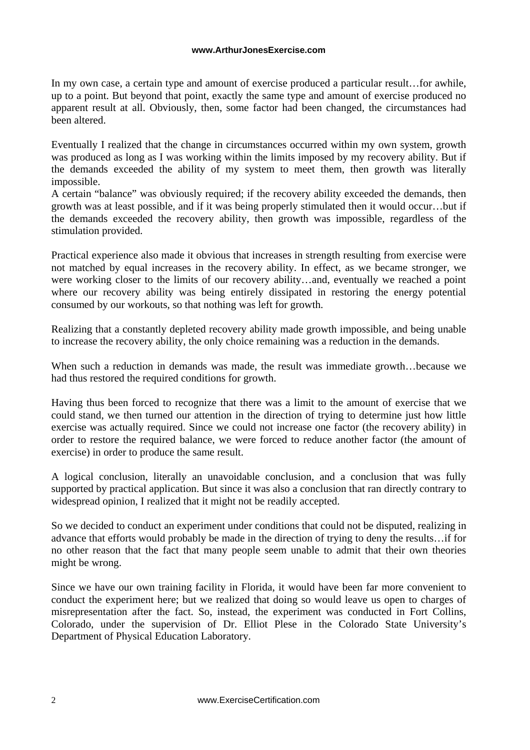In my own case, a certain type and amount of exercise produced a particular result…for awhile, up to a point. But beyond that point, exactly the same type and amount of exercise produced no apparent result at all. Obviously, then, some factor had been changed, the circumstances had been altered.

Eventually I realized that the change in circumstances occurred within my own system, growth was produced as long as I was working within the limits imposed by my recovery ability. But if the demands exceeded the ability of my system to meet them, then growth was literally impossible.
A certain "balance" was obviously required; if the recovery ability exceeded the demands, then growth was at least possible, and if it was being properly stimulated then it would occur…but if the demands exceeded the recovery ability, then growth was impossible, regardless of the stimulation provided.

Practical experience also made it obvious that increases in strength resulting from exercise were not matched by equal increases in the recovery ability. In effect, as we became stronger, we were working closer to the limits of our recovery ability…and, eventually we reached a point where our recovery ability was being entirely dissipated in restoring the energy potential consumed by our workouts, so that nothing was left for growth.

Realizing that a constantly depleted recovery ability made growth impossible, and being unable to increase the recovery ability, the only choice remaining was a reduction in the demands.

When such a reduction in demands was made, the result was immediate growth…because we had thus restored the required conditions for growth.

Having thus been forced to recognize that there was a limit to the amount of exercise that we could stand, we then turned our attention in the direction of trying to determine just how little exercise was actually required. Since we could not increase one factor (the recovery ability) in order to restore the required balance, we were forced to reduce another factor (the amount of exercise) in order to produce the same result.

A logical conclusion, literally an unavoidable conclusion, and a conclusion that was fully supported by practical application. But since it was also a conclusion that ran directly contrary to widespread opinion, I realized that it might not be readily accepted.

So we decided to conduct an experiment under conditions that could not be disputed, realizing in advance that efforts would probably be made in the direction of trying to deny the results…if for no other reason that the fact that many people seem unable to admit that their own theories might be wrong.

Since we have our own training facility in Florida, it would have been far more convenient to conduct the experiment here; but we realized that doing so would leave us open to charges of misrepresentation after the fact. So, instead, the experiment was conducted in Fort Collins, Colorado, under the supervision of Dr. Elliot Plese in the Colorado State University's Department of Physical Education Laboratory.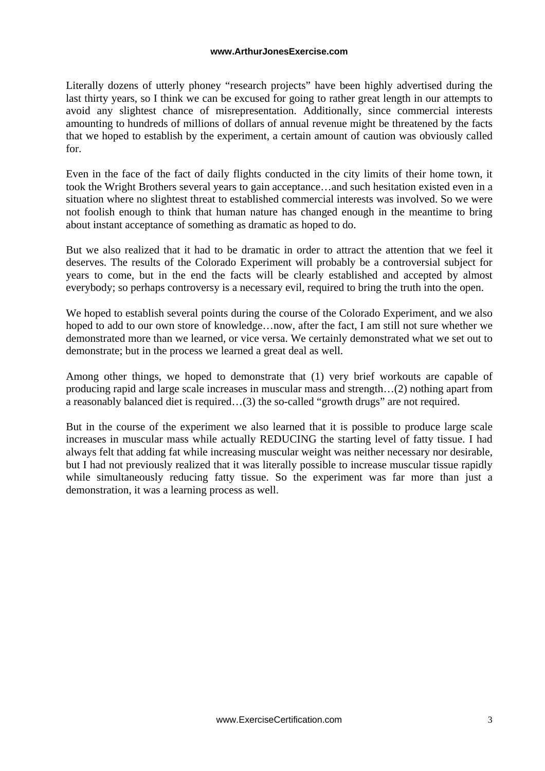Literally dozens of utterly phoney "research projects" have been highly advertised during the last thirty years, so I think we can be excused for going to rather great length in our attempts to avoid any slightest chance of misrepresentation. Additionally, since commercial interests amounting to hundreds of millions of dollars of annual revenue might be threatened by the facts that we hoped to establish by the experiment, a certain amount of caution was obviously called for.

Even in the face of the fact of daily flights conducted in the city limits of their home town, it took the Wright Brothers several years to gain acceptance…and such hesitation existed even in a situation where no slightest threat to established commercial interests was involved. So we were not foolish enough to think that human nature has changed enough in the meantime to bring about instant acceptance of something as dramatic as hoped to do.

But we also realized that it had to be dramatic in order to attract the attention that we feel it deserves. The results of the Colorado Experiment will probably be a controversial subject for years to come, but in the end the facts will be clearly established and accepted by almost everybody; so perhaps controversy is a necessary evil, required to bring the truth into the open.

We hoped to establish several points during the course of the Colorado Experiment, and we also hoped to add to our own store of knowledge…now, after the fact, I am still not sure whether we demonstrated more than we learned, or vice versa. We certainly demonstrated what we set out to demonstrate; but in the process we learned a great deal as well.

Among other things, we hoped to demonstrate that (1) very brief workouts are capable of producing rapid and large scale increases in muscular mass and strength…(2) nothing apart from a reasonably balanced diet is required…(3) the so-called "growth drugs" are not required.

But in the course of the experiment we also learned that it is possible to produce large scale increases in muscular mass while actually REDUCING the starting level of fatty tissue. I had always felt that adding fat while increasing muscular weight was neither necessary nor desirable, but I had not previously realized that it was literally possible to increase muscular tissue rapidly while simultaneously reducing fatty tissue. So the experiment was far more than just a demonstration, it was a learning process as well.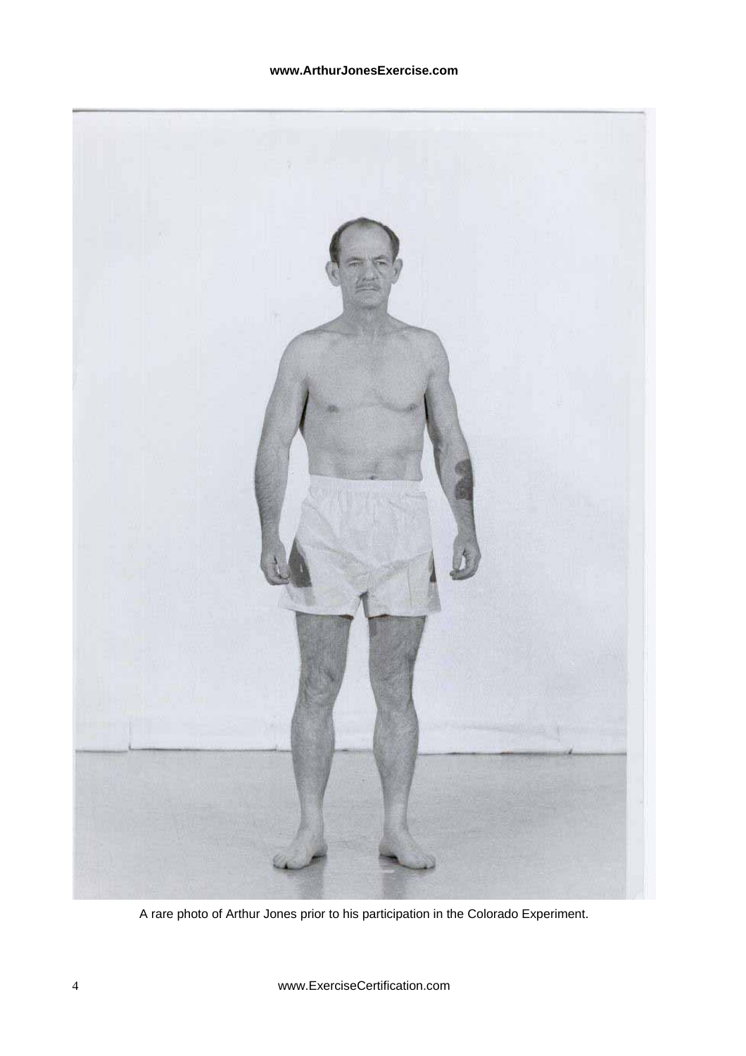A rare photo of Arthur Jones prior to his participation in the Colorado Experiment.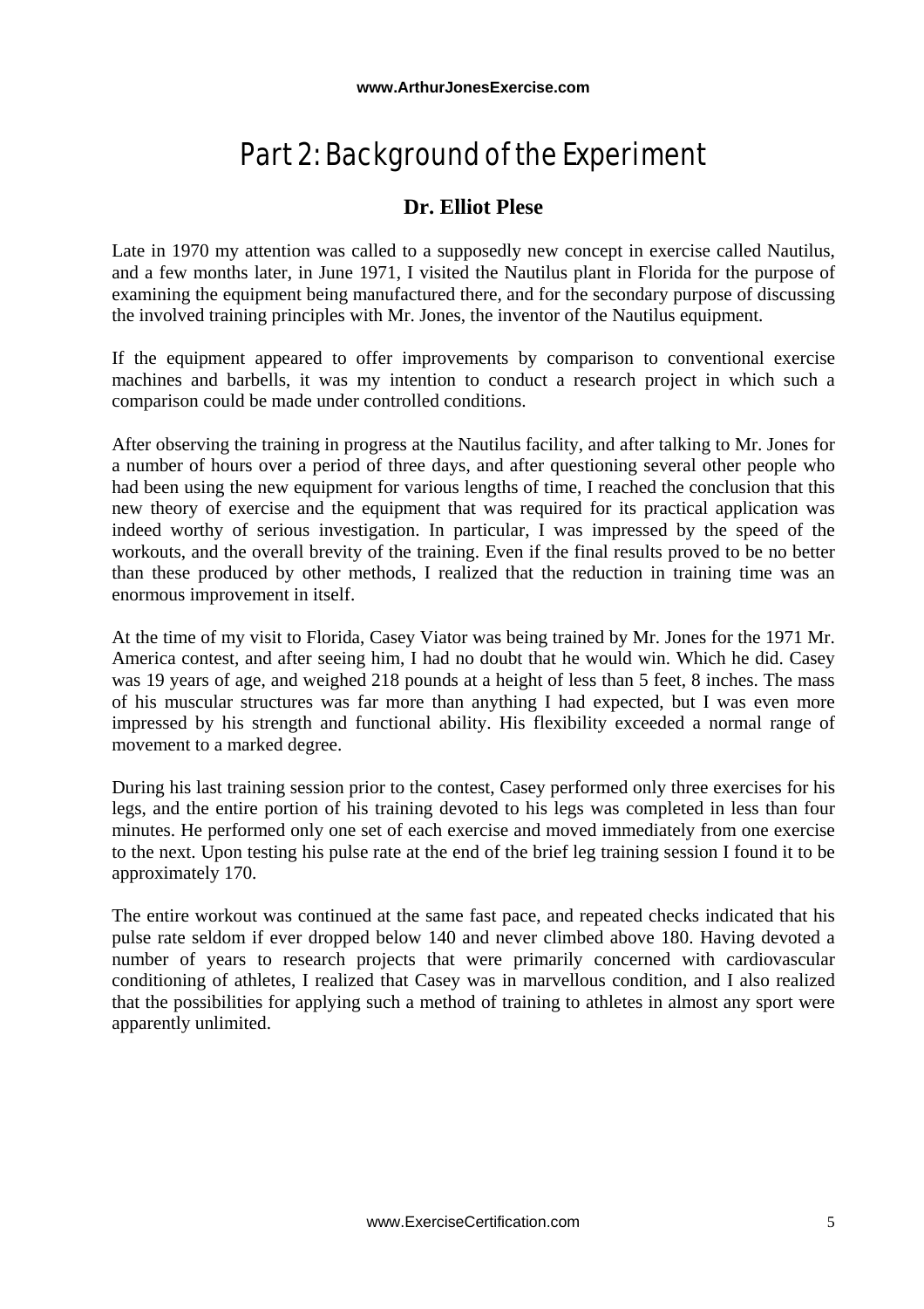# Part 2: Background of the Experiment

## Dr. Elliot Plese

Late in 1970 my attention was called to a supposedly new concept in exercise called Nautilus, and a few months later, in June 1971, I visited the Nautilus plant in Florida for the purpose of examining the equipment being manufactured there, and for the secondary purpose of discussing the involved training principles with Mr. Jones, the inventor of the Nautilus equipment.

If the equipment appeared to offer improvements by comparison to conventional exercise machines and barbells, it was my intention to conduct a research project in which such a comparison could be made under controlled conditions.

After observing the training in progress at the Nautilus facility, and after talking to Mr. Jones for a number of hours over a period of three days, and after questioning several other people who had been using the new equipment for various lengths of time, I reached the conclusion that this new theory of exercise and the equipment that was required for its practical application was indeed worthy of serious investigation. In particular, I was impressed by the speed of the workouts, and the overall brevity of the training. Even if the final results proved to be no better than these produced by other methods, I realized that the reduction in training time was an enormous improvement in itself.

At the time of my visit to Florida, Casey Viator was being trained by Mr. Jones for the 1971 Mr. America contest, and after seeing him, I had no doubt that he would win. Which he did. Casey was 19 years of age, and weighed 218 pounds at a height of less than 5 feet, 8 inches. The mass of his muscular structures was far more than anything I had expected, but I was even more impressed by his strength and functional ability. His flexibility exceeded a normal range of movement to a marked degree.

During his last training session prior to the contest, Casey performed only three exercises for his legs, and the entire portion of his training devoted to his legs was completed in less than four minutes. He performed only one set of each exercise and moved immediately from one exercise to the next. Upon testing his pulse rate at the end of the brief leg training session I found it to be approximately 170.

The entire workout was continued at the same fast pace, and repeated checks indicated that his pulse rate seldom if ever dropped below 140 and never climbed above 180. Having devoted a number of years to research projects that were primarily concerned with cardiovascular conditioning of athletes, I realized that Casey was in marvellous condition, and I also realized that the possibilities for applying such a method of training to athletes in almost any sport were apparently unlimited.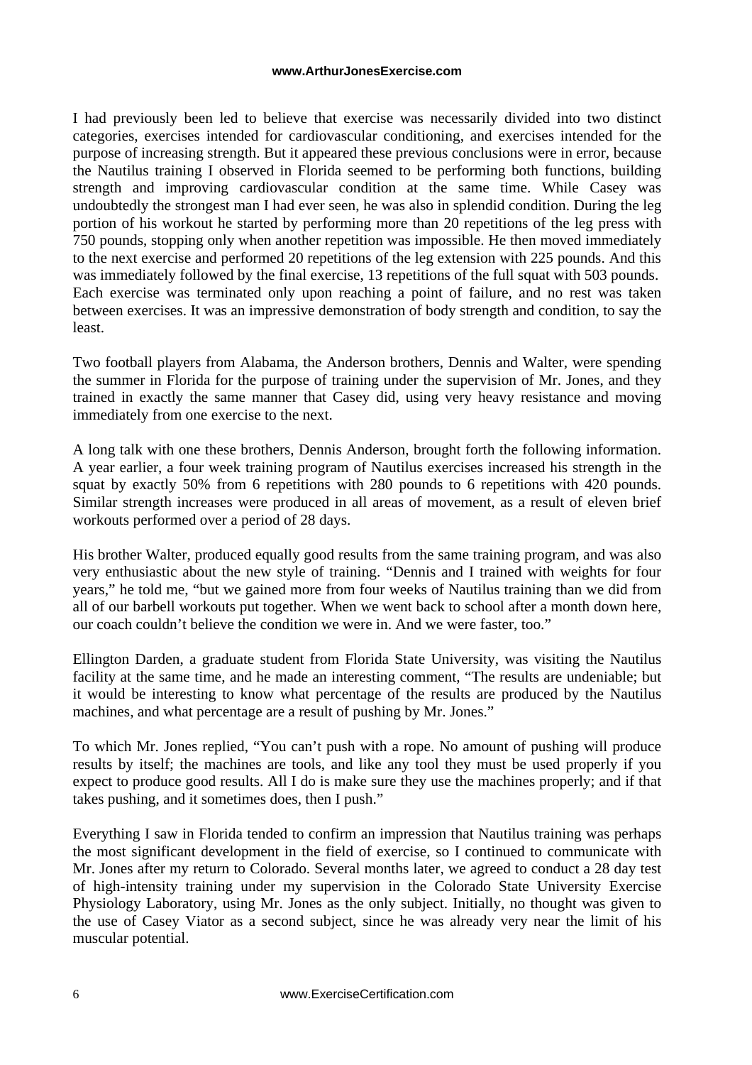I had previously been led to believe that exercise was necessarily divided into two distinct categories, exercises intended for cardiovascular conditioning, and exercises intended for the purpose of increasing strength. But it appeared these previous conclusions were in error, because the Nautilus training I observed in Florida seemed to be performing both functions, building strength and improving cardiovascular condition at the same time. While Casey was undoubtedly the strongest man I had ever seen, he was also in splendid condition. During the leg portion of his workout he started by performing more than 20 repetitions of the leg press with 750 pounds, stopping only when another repetition was impossible. He then moved immediately to the next exercise and performed 20 repetitions of the leg extension with 225 pounds. And this was immediately followed by the final exercise, 13 repetitions of the full squat with 503 pounds. Each exercise was terminated only upon reaching a point of failure, and no rest was taken between exercises. It was an impressive demonstration of body strength and condition, to say the least.

Two football players from Alabama, the Anderson brothers, Dennis and Walter, were spending the summer in Florida for the purpose of training under the supervision of Mr. Jones, and they trained in exactly the same manner that Casey did, using very heavy resistance and moving immediately from one exercise to the next.

A long talk with one these brothers, Dennis Anderson, brought forth the following information. A year earlier, a four week training program of Nautilus exercises increased his strength in the squat by exactly 50% from 6 repetitions with 280 pounds to 6 repetitions with 420 pounds. Similar strength increases were produced in all areas of movement, as a result of eleven brief workouts performed over a period of 28 days.

His brother Walter, produced equally good results from the same training program, and was also very enthusiastic about the new style of training. "Dennis and I trained with weights for four years," he told me, "but we gained more from four weeks of Nautilus training than we did from all of our barbell workouts put together. When we went back to school after a month down here, our coach couldn't believe the condition we were in. And we were faster, too."

Ellington Darden, a graduate student from Florida State University, was visiting the Nautilus facility at the same time, and he made an interesting comment, "The results are undeniable; but it would be interesting to know what percentage of the results are produced by the Nautilus machines, and what percentage are a result of pushing by Mr. Jones."

To which Mr. Jones replied, "You can't push with a rope. No amount of pushing will produce results by itself; the machines are tools, and like any tool they must be used properly if you expect to produce good results. All I do is make sure they use the machines properly; and if that takes pushing, and it sometimes does, then I push."

Everything I saw in Florida tended to confirm an impression that Nautilus training was perhaps the most significant development in the field of exercise, so I continued to communicate with Mr. Jones after my return to Colorado. Several months later, we agreed to conduct a 28 day test of high-intensity training under my supervision in the Colorado State University Exercise Physiology Laboratory, using Mr. Jones as the only subject. Initially, no thought was given to the use of Casey Viator as a second subject, since he was already very near the limit of his muscular potential.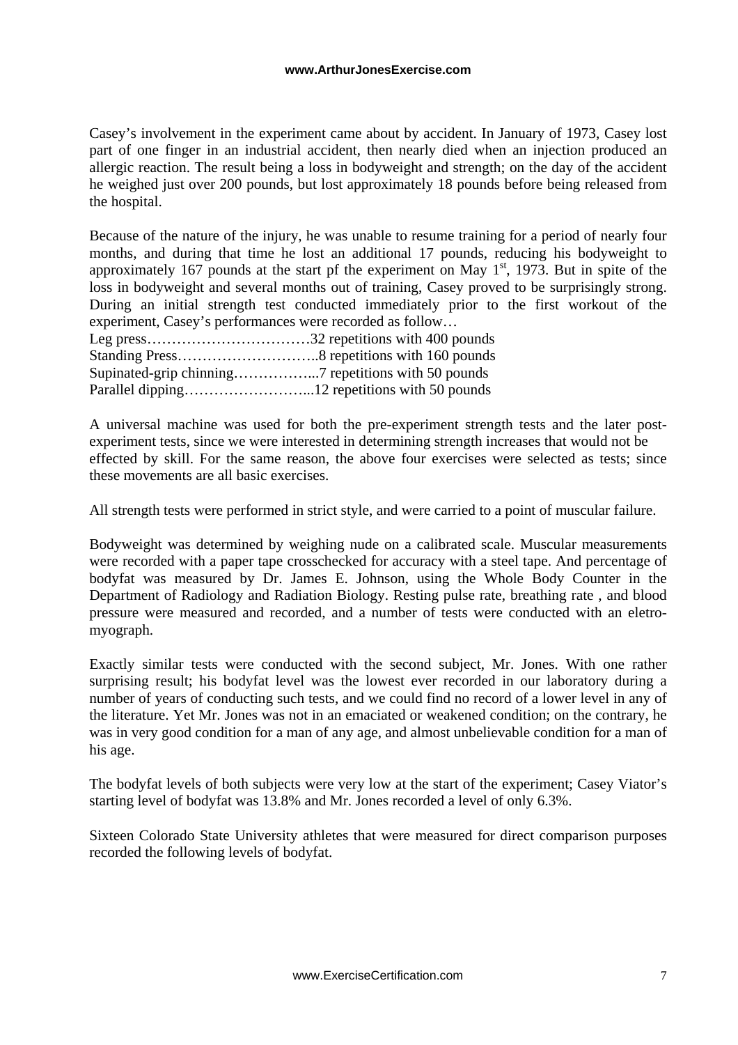Casey's involvement in the experiment came about by accident. In January of 1973, Casey lost part of one finger in an industrial accident, then nearly died when an injection produced an allergic reaction. The result being a loss in bodyweight and strength; on the day of the accident he weighed just over 200 pounds, but lost approximately 18 pounds before being released from the hospital.

Because of the nature of the injury, he was unable to resume training for a period of nearly four months, and during that time he lost an additional 17 pounds, reducing his bodyweight to approximately 167 pounds at the start pf the experiment on May 1st, 1973. But in spite of the loss in bodyweight and several months out of training, Casey proved to be surprisingly strong. During an initial strength test conducted immediately prior to the first workout of the experiment, Casey's performances were recorded as follow…

Leg press……………………………32 repetitions with 400 pounds
Standing Press………………………..8 repetitions with 160 pounds
Supinated-grip chinning……………...7 repetitions with 50 pounds
Parallel dipping……………………...12 repetitions with 50 pounds

A universal machine was used for both the pre-experiment strength tests and the later post-experiment tests, since we were interested in determining strength increases that would not be effected by skill. For the same reason, the above four exercises were selected as tests; since these movements are all basic exercises.

All strength tests were performed in strict style, and were carried to a point of muscular failure.

Bodyweight was determined by weighing nude on a calibrated scale. Muscular measurements were recorded with a paper tape crosschecked for accuracy with a steel tape. And percentage of bodyfat was measured by Dr. James E. Johnson, using the Whole Body Counter in the Department of Radiology and Radiation Biology. Resting pulse rate, breathing rate , and blood pressure were measured and recorded, and a number of tests were conducted with an eletro-myograph.

Exactly similar tests were conducted with the second subject, Mr. Jones. With one rather surprising result; his bodyfat level was the lowest ever recorded in our laboratory during a number of years of conducting such tests, and we could find no record of a lower level in any of the literature. Yet Mr. Jones was not in an emaciated or weakened condition; on the contrary, he was in very good condition for a man of any age, and almost unbelievable condition for a man of his age.

The bodyfat levels of both subjects were very low at the start of the experiment; Casey Viator's starting level of bodyfat was 13.8% and Mr. Jones recorded a level of only 6.3%.

Sixteen Colorado State University athletes that were measured for direct comparison purposes recorded the following levels of bodyfat.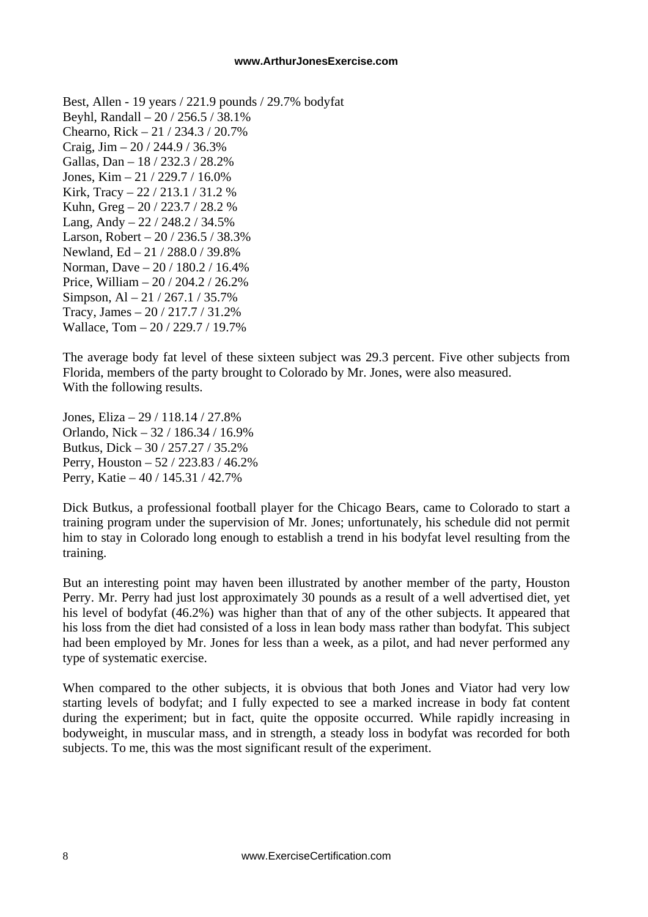Best, Allen - 19 years / 221.9 pounds / 29.7% bodyfat
Beyhl, Randall – 20 / 256.5 / 38.1%
Chearno, Rick – 21 / 234.3 / 20.7%
Craig, Jim – 20 / 244.9 / 36.3%
Gallas, Dan – 18 / 232.3 / 28.2%
Jones, Kim – 21 / 229.7 / 16.0%
Kirk, Tracy – 22 / 213.1 / 31.2 %
Kuhn, Greg – 20 / 223.7 / 28.2 %
Lang, Andy – 22 / 248.2 / 34.5%
Larson, Robert – 20 / 236.5 / 38.3%
Newland, Ed – 21 / 288.0 / 39.8%
Norman, Dave – 20 / 180.2 / 16.4%
Price, William – 20 / 204.2 / 26.2%
Simpson, Al – 21 / 267.1 / 35.7%
Tracy, James – 20 / 217.7 / 31.2%
Wallace, Tom – 20 / 229.7 / 19.7%

The average body fat level of these sixteen subject was 29.3 percent. Five other subjects from Florida, members of the party brought to Colorado by Mr. Jones, were also measured.
With the following results.

Jones, Eliza – 29 / 118.14 / 27.8%
Orlando, Nick – 32 / 186.34 / 16.9%
Butkus, Dick – 30 / 257.27 / 35.2%
Perry, Houston – 52 / 223.83 / 46.2%
Perry, Katie – 40 / 145.31 / 42.7%

Dick Butkus, a professional football player for the Chicago Bears, came to Colorado to start a training program under the supervision of Mr. Jones; unfortunately, his schedule did not permit him to stay in Colorado long enough to establish a trend in his bodyfat level resulting from the training.

But an interesting point may haven been illustrated by another member of the party, Houston Perry. Mr. Perry had just lost approximately 30 pounds as a result of a well advertised diet, yet his level of bodyfat (46.2%) was higher than that of any of the other subjects. It appeared that his loss from the diet had consisted of a loss in lean body mass rather than bodyfat. This subject had been employed by Mr. Jones for less than a week, as a pilot, and had never performed any type of systematic exercise.

When compared to the other subjects, it is obvious that both Jones and Viator had very low starting levels of bodyfat; and I fully expected to see a marked increase in body fat content during the experiment; but in fact, quite the opposite occurred. While rapidly increasing in bodyweight, in muscular mass, and in strength, a steady loss in bodyfat was recorded for both subjects. To me, this was the most significant result of the experiment.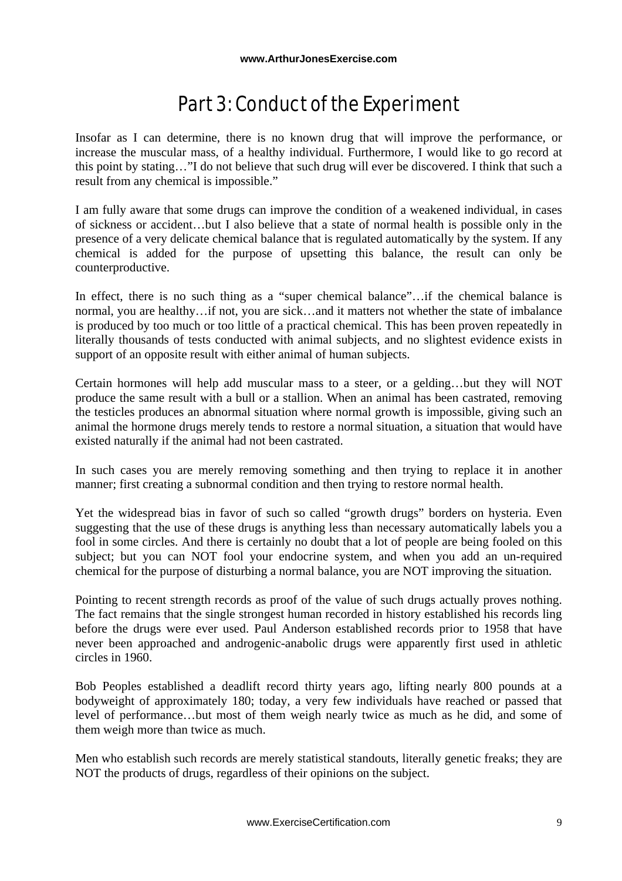# Part 3: Conduct of the Experiment

Insofar as I can determine, there is no known drug that will improve the performance, or increase the muscular mass, of a healthy individual. Furthermore, I would like to go record at this point by stating…"I do not believe that such drug will ever be discovered. I think that such a result from any chemical is impossible."

I am fully aware that some drugs can improve the condition of a weakened individual, in cases of sickness or accident…but I also believe that a state of normal health is possible only in the presence of a very delicate chemical balance that is regulated automatically by the system. If any chemical is added for the purpose of upsetting this balance, the result can only be counterproductive.

In effect, there is no such thing as a "super chemical balance"…if the chemical balance is normal, you are healthy…if not, you are sick…and it matters not whether the state of imbalance is produced by too much or too little of a practical chemical. This has been proven repeatedly in literally thousands of tests conducted with animal subjects, and no slightest evidence exists in support of an opposite result with either animal of human subjects.

Certain hormones will help add muscular mass to a steer, or a gelding…but they will NOT produce the same result with a bull or a stallion. When an animal has been castrated, removing the testicles produces an abnormal situation where normal growth is impossible, giving such an animal the hormone drugs merely tends to restore a normal situation, a situation that would have existed naturally if the animal had not been castrated.

In such cases you are merely removing something and then trying to replace it in another manner; first creating a subnormal condition and then trying to restore normal health.

Yet the widespread bias in favor of such so called "growth drugs" borders on hysteria. Even suggesting that the use of these drugs is anything less than necessary automatically labels you a fool in some circles. And there is certainly no doubt that a lot of people are being fooled on this subject; but you can NOT fool your endocrine system, and when you add an un-required chemical for the purpose of disturbing a normal balance, you are NOT improving the situation.

Pointing to recent strength records as proof of the value of such drugs actually proves nothing. The fact remains that the single strongest human recorded in history established his records ling before the drugs were ever used. Paul Anderson established records prior to 1958 that have never been approached and androgenic-anabolic drugs were apparently first used in athletic circles in 1960.

Bob Peoples established a deadlift record thirty years ago, lifting nearly 800 pounds at a bodyweight of approximately 180; today, a very few individuals have reached or passed that level of performance…but most of them weigh nearly twice as much as he did, and some of them weigh more than twice as much.

Men who establish such records are merely statistical standouts, literally genetic freaks; they are NOT the products of drugs, regardless of their opinions on the subject.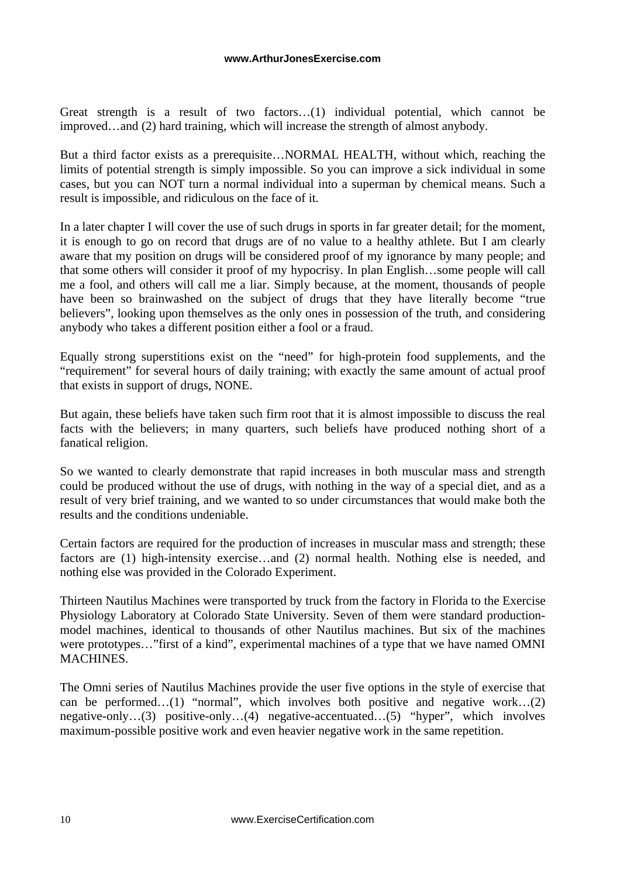Great strength is a result of two factors…(1) individual potential, which cannot be improved…and (2) hard training, which will increase the strength of almost anybody.

But a third factor exists as a prerequisite…NORMAL HEALTH, without which, reaching the limits of potential strength is simply impossible. So you can improve a sick individual in some cases, but you can NOT turn a normal individual into a superman by chemical means. Such a result is impossible, and ridiculous on the face of it.

In a later chapter I will cover the use of such drugs in sports in far greater detail; for the moment, it is enough to go on record that drugs are of no value to a healthy athlete. But I am clearly aware that my position on drugs will be considered proof of my ignorance by many people; and that some others will consider it proof of my hypocrisy. In plan English…some people will call me a fool, and others will call me a liar. Simply because, at the moment, thousands of people have been so brainwashed on the subject of drugs that they have literally become "true believers", looking upon themselves as the only ones in possession of the truth, and considering anybody who takes a different position either a fool or a fraud.

Equally strong superstitions exist on the "need" for high-protein food supplements, and the "requirement" for several hours of daily training; with exactly the same amount of actual proof that exists in support of drugs, NONE.

But again, these beliefs have taken such firm root that it is almost impossible to discuss the real facts with the believers; in many quarters, such beliefs have produced nothing short of a fanatical religion.

So we wanted to clearly demonstrate that rapid increases in both muscular mass and strength could be produced without the use of drugs, with nothing in the way of a special diet, and as a result of very brief training, and we wanted to so under circumstances that would make both the results and the conditions undeniable.

Certain factors are required for the production of increases in muscular mass and strength; these factors are (1) high-intensity exercise…and (2) normal health. Nothing else is needed, and nothing else was provided in the Colorado Experiment.

Thirteen Nautilus Machines were transported by truck from the factory in Florida to the Exercise Physiology Laboratory at Colorado State University. Seven of them were standard production-model machines, identical to thousands of other Nautilus machines. But six of the machines were prototypes…"first of a kind", experimental machines of a type that we have named OMNI MACHINES.

The Omni series of Nautilus Machines provide the user five options in the style of exercise that can be performed…(1) "normal", which involves both positive and negative work…(2) negative-only…(3) positive-only…(4) negative-accentuated…(5) "hyper", which involves maximum-possible positive work and even heavier negative work in the same repetition.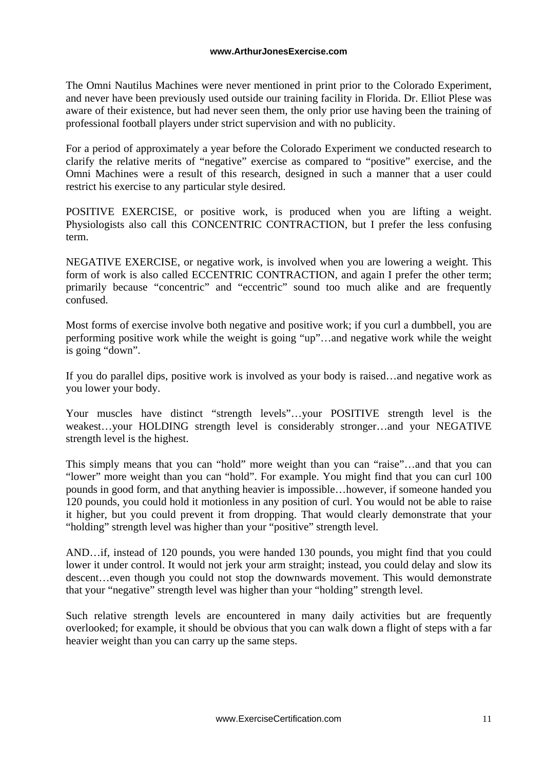The Omni Nautilus Machines were never mentioned in print prior to the Colorado Experiment, and never have been previously used outside our training facility in Florida. Dr. Elliot Plese was aware of their existence, but had never seen them, the only prior use having been the training of professional football players under strict supervision and with no publicity.

For a period of approximately a year before the Colorado Experiment we conducted research to clarify the relative merits of "negative" exercise as compared to "positive" exercise, and the Omni Machines were a result of this research, designed in such a manner that a user could restrict his exercise to any particular style desired.

POSITIVE EXERCISE, or positive work, is produced when you are lifting a weight. Physiologists also call this CONCENTRIC CONTRACTION, but I prefer the less confusing term.

NEGATIVE EXERCISE, or negative work, is involved when you are lowering a weight. This form of work is also called ECCENTRIC CONTRACTION, and again I prefer the other term; primarily because "concentric" and "eccentric" sound too much alike and are frequently confused.

Most forms of exercise involve both negative and positive work; if you curl a dumbbell, you are performing positive work while the weight is going "up"…and negative work while the weight is going "down".

If you do parallel dips, positive work is involved as your body is raised…and negative work as you lower your body.

Your muscles have distinct "strength levels"…your POSITIVE strength level is the weakest…your HOLDING strength level is considerably stronger…and your NEGATIVE strength level is the highest.

This simply means that you can "hold" more weight than you can "raise"…and that you can "lower" more weight than you can "hold". For example. You might find that you can curl 100 pounds in good form, and that anything heavier is impossible…however, if someone handed you 120 pounds, you could hold it motionless in any position of curl. You would not be able to raise it higher, but you could prevent it from dropping. That would clearly demonstrate that your "holding" strength level was higher than your "positive" strength level.

AND…if, instead of 120 pounds, you were handed 130 pounds, you might find that you could lower it under control. It would not jerk your arm straight; instead, you could delay and slow its descent…even though you could not stop the downwards movement. This would demonstrate that your "negative" strength level was higher than your "holding" strength level.

Such relative strength levels are encountered in many daily activities but are frequently overlooked; for example, it should be obvious that you can walk down a flight of steps with a far heavier weight than you can carry up the same steps.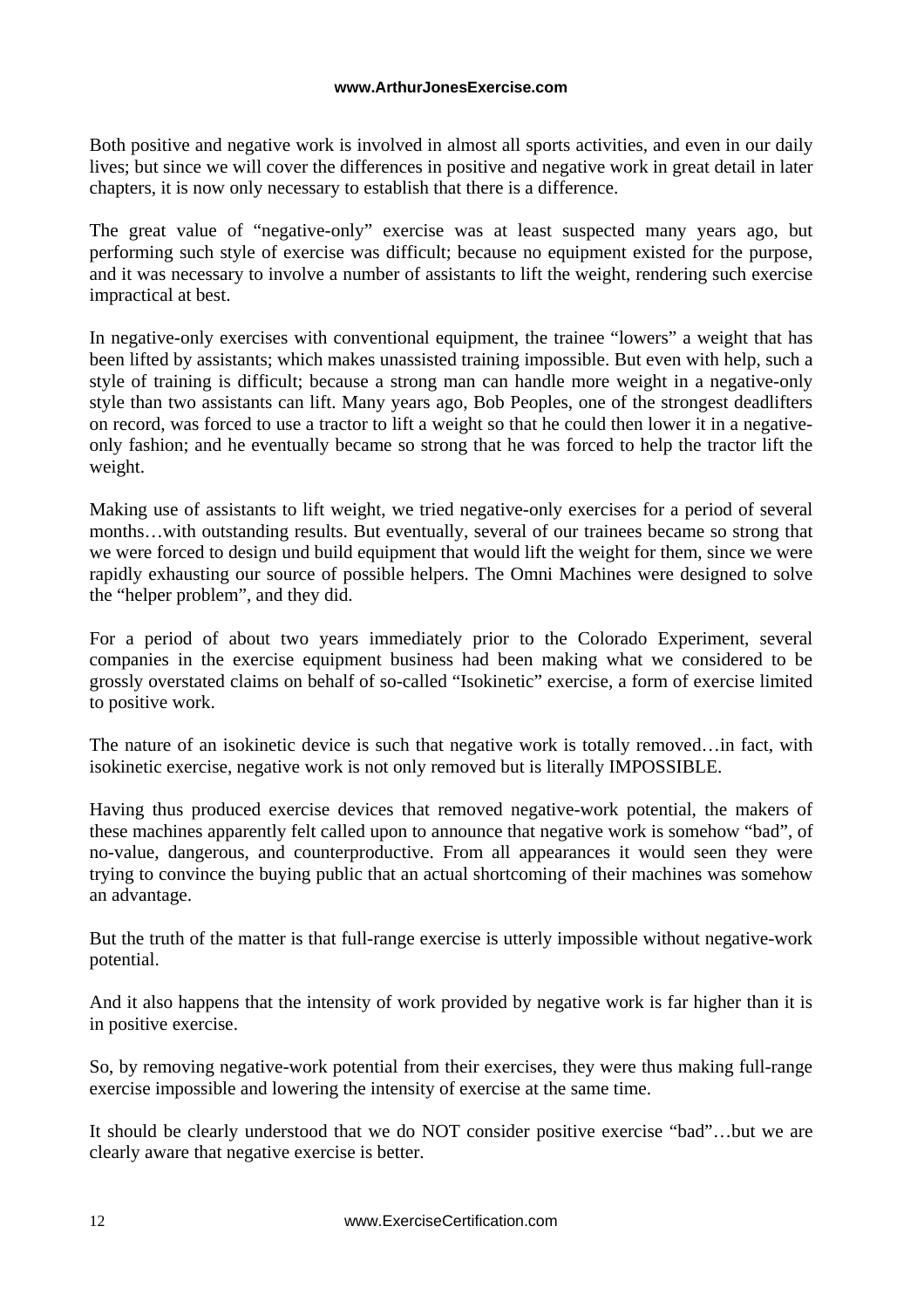Both positive and negative work is involved in almost all sports activities, and even in our daily lives; but since we will cover the differences in positive and negative work in great detail in later chapters, it is now only necessary to establish that there is a difference.

The great value of "negative-only" exercise was at least suspected many years ago, but performing such style of exercise was difficult; because no equipment existed for the purpose, and it was necessary to involve a number of assistants to lift the weight, rendering such exercise impractical at best.

In negative-only exercises with conventional equipment, the trainee "lowers" a weight that has been lifted by assistants; which makes unassisted training impossible. But even with help, such a style of training is difficult; because a strong man can handle more weight in a negative-only style than two assistants can lift. Many years ago, Bob Peoples, one of the strongest deadlifters on record, was forced to use a tractor to lift a weight so that he could then lower it in a negative-only fashion; and he eventually became so strong that he was forced to help the tractor lift the weight.

Making use of assistants to lift weight, we tried negative-only exercises for a period of several months…with outstanding results. But eventually, several of our trainees became so strong that we were forced to design und build equipment that would lift the weight for them, since we were rapidly exhausting our source of possible helpers. The Omni Machines were designed to solve the "helper problem", and they did.

For a period of about two years immediately prior to the Colorado Experiment, several companies in the exercise equipment business had been making what we considered to be grossly overstated claims on behalf of so-called "Isokinetic" exercise, a form of exercise limited to positive work.

The nature of an isokinetic device is such that negative work is totally removed…in fact, with isokinetic exercise, negative work is not only removed but is literally IMPOSSIBLE.

Having thus produced exercise devices that removed negative-work potential, the makers of these machines apparently felt called upon to announce that negative work is somehow "bad", of no-value, dangerous, and counterproductive. From all appearances it would seen they were trying to convince the buying public that an actual shortcoming of their machines was somehow an advantage.

But the truth of the matter is that full-range exercise is utterly impossible without negative-work potential.

And it also happens that the intensity of work provided by negative work is far higher than it is in positive exercise.

So, by removing negative-work potential from their exercises, they were thus making full-range exercise impossible and lowering the intensity of exercise at the same time.

It should be clearly understood that we do NOT consider positive exercise "bad"…but we are clearly aware that negative exercise is better.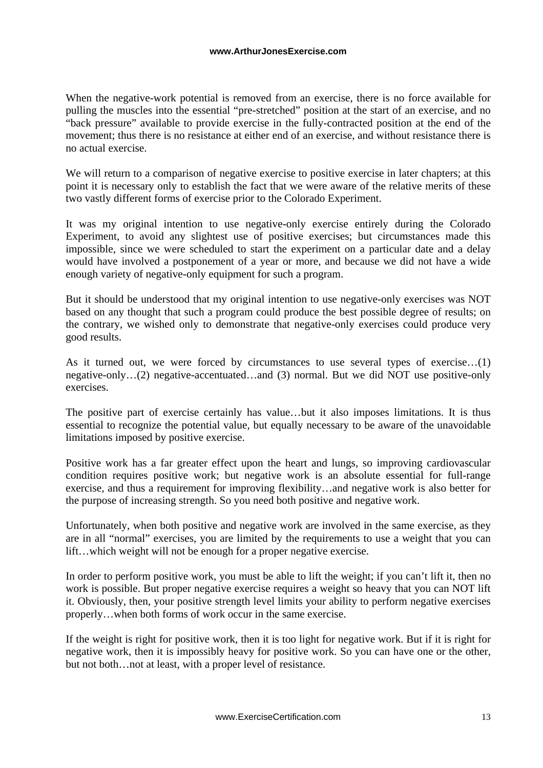When the negative-work potential is removed from an exercise, there is no force available for pulling the muscles into the essential "pre-stretched" position at the start of an exercise, and no "back pressure" available to provide exercise in the fully-contracted position at the end of the movement; thus there is no resistance at either end of an exercise, and without resistance there is no actual exercise.

We will return to a comparison of negative exercise to positive exercise in later chapters; at this point it is necessary only to establish the fact that we were aware of the relative merits of these two vastly different forms of exercise prior to the Colorado Experiment.

It was my original intention to use negative-only exercise entirely during the Colorado Experiment, to avoid any slightest use of positive exercises; but circumstances made this impossible, since we were scheduled to start the experiment on a particular date and a delay would have involved a postponement of a year or more, and because we did not have a wide enough variety of negative-only equipment for such a program.

But it should be understood that my original intention to use negative-only exercises was NOT based on any thought that such a program could produce the best possible degree of results; on the contrary, we wished only to demonstrate that negative-only exercises could produce very good results.

As it turned out, we were forced by circumstances to use several types of exercise…(1) negative-only…(2) negative-accentuated…and (3) normal. But we did NOT use positive-only exercises.

The positive part of exercise certainly has value…but it also imposes limitations. It is thus essential to recognize the potential value, but equally necessary to be aware of the unavoidable limitations imposed by positive exercise.

Positive work has a far greater effect upon the heart and lungs, so improving cardiovascular condition requires positive work; but negative work is an absolute essential for full-range exercise, and thus a requirement for improving flexibility…and negative work is also better for the purpose of increasing strength. So you need both positive and negative work.

Unfortunately, when both positive and negative work are involved in the same exercise, as they are in all "normal" exercises, you are limited by the requirements to use a weight that you can lift…which weight will not be enough for a proper negative exercise.

In order to perform positive work, you must be able to lift the weight; if you can't lift it, then no work is possible. But proper negative exercise requires a weight so heavy that you can NOT lift it. Obviously, then, your positive strength level limits your ability to perform negative exercises properly…when both forms of work occur in the same exercise.

If the weight is right for positive work, then it is too light for negative work. But if it is right for negative work, then it is impossibly heavy for positive work. So you can have one or the other, but not both…not at least, with a proper level of resistance.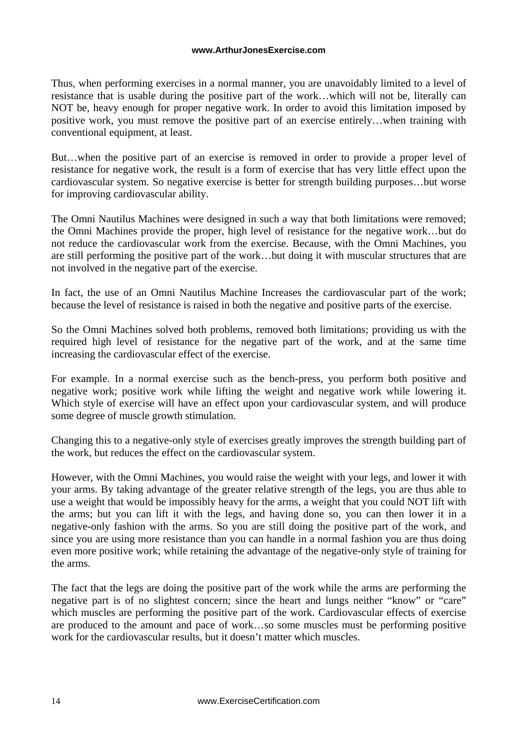Thus, when performing exercises in a normal manner, you are unavoidably limited to a level of resistance that is usable during the positive part of the work…which will not be, literally can NOT be, heavy enough for proper negative work. In order to avoid this limitation imposed by positive work, you must remove the positive part of an exercise entirely…when training with conventional equipment, at least.

But…when the positive part of an exercise is removed in order to provide a proper level of resistance for negative work, the result is a form of exercise that has very little effect upon the cardiovascular system. So negative exercise is better for strength building purposes…but worse for improving cardiovascular ability.

The Omni Nautilus Machines were designed in such a way that both limitations were removed; the Omni Machines provide the proper, high level of resistance for the negative work…but do not reduce the cardiovascular work from the exercise. Because, with the Omni Machines, you are still performing the positive part of the work…but doing it with muscular structures that are not involved in the negative part of the exercise.

In fact, the use of an Omni Nautilus Machine Increases the cardiovascular part of the work; because the level of resistance is raised in both the negative and positive parts of the exercise.

So the Omni Machines solved both problems, removed both limitations; providing us with the required high level of resistance for the negative part of the work, and at the same time increasing the cardiovascular effect of the exercise.

For example. In a normal exercise such as the bench-press, you perform both positive and negative work; positive work while lifting the weight and negative work while lowering it. Which style of exercise will have an effect upon your cardiovascular system, and will produce some degree of muscle growth stimulation.

Changing this to a negative-only style of exercises greatly improves the strength building part of the work, but reduces the effect on the cardiovascular system.

However, with the Omni Machines, you would raise the weight with your legs, and lower it with your arms. By taking advantage of the greater relative strength of the legs, you are thus able to use a weight that would be impossibly heavy for the arms, a weight that you could NOT lift with the arms; but you can lift it with the legs, and having done so, you can then lower it in a negative-only fashion with the arms. So you are still doing the positive part of the work, and since you are using more resistance than you can handle in a normal fashion you are thus doing even more positive work; while retaining the advantage of the negative-only style of training for the arms.

The fact that the legs are doing the positive part of the work while the arms are performing the negative part is of no slightest concern; since the heart and lungs neither "know" or "care" which muscles are performing the positive part of the work. Cardiovascular effects of exercise are produced to the amount and pace of work…so some muscles must be performing positive work for the cardiovascular results, but it doesn't matter which muscles.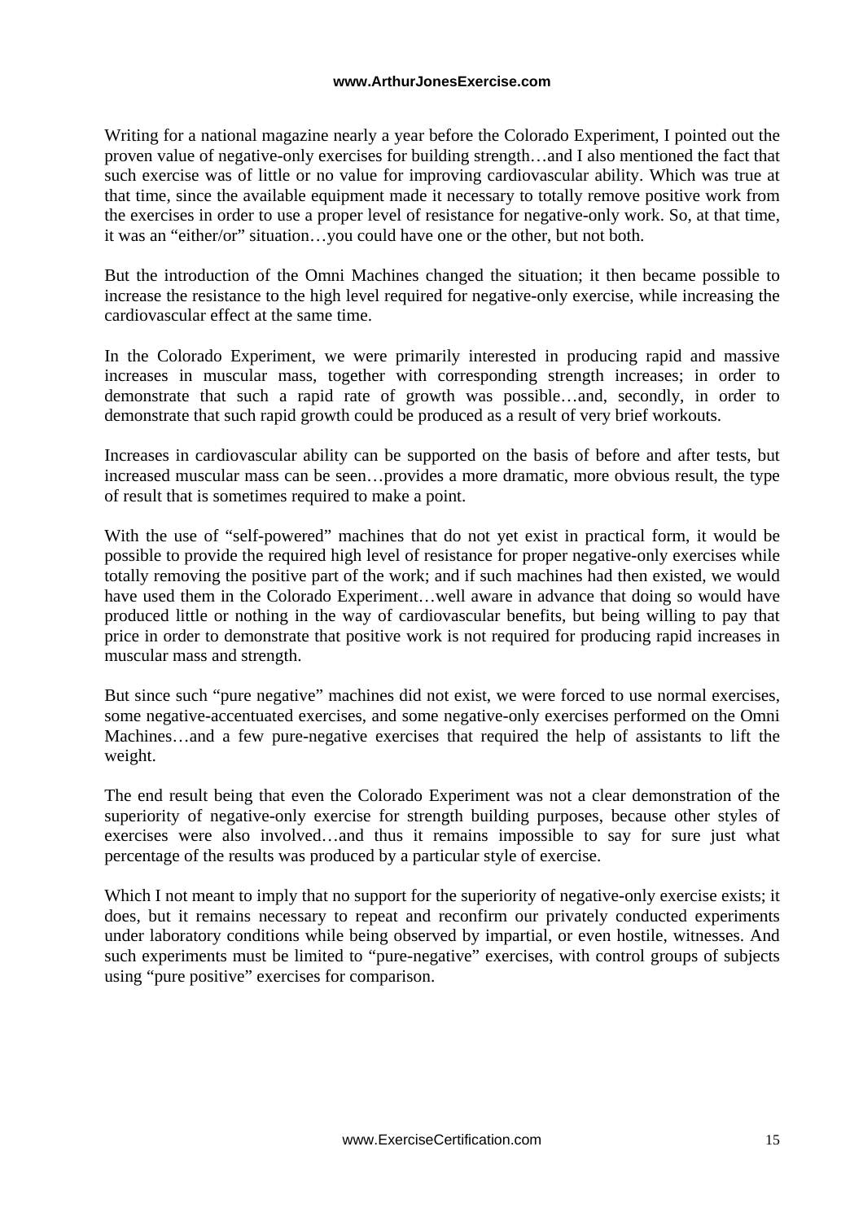Writing for a national magazine nearly a year before the Colorado Experiment, I pointed out the proven value of negative-only exercises for building strength…and I also mentioned the fact that such exercise was of little or no value for improving cardiovascular ability. Which was true at that time, since the available equipment made it necessary to totally remove positive work from the exercises in order to use a proper level of resistance for negative-only work. So, at that time, it was an "either/or" situation…you could have one or the other, but not both.

But the introduction of the Omni Machines changed the situation; it then became possible to increase the resistance to the high level required for negative-only exercise, while increasing the cardiovascular effect at the same time.

In the Colorado Experiment, we were primarily interested in producing rapid and massive increases in muscular mass, together with corresponding strength increases; in order to demonstrate that such a rapid rate of growth was possible…and, secondly, in order to demonstrate that such rapid growth could be produced as a result of very brief workouts.

Increases in cardiovascular ability can be supported on the basis of before and after tests, but increased muscular mass can be seen…provides a more dramatic, more obvious result, the type of result that is sometimes required to make a point.

With the use of "self-powered" machines that do not yet exist in practical form, it would be possible to provide the required high level of resistance for proper negative-only exercises while totally removing the positive part of the work; and if such machines had then existed, we would have used them in the Colorado Experiment…well aware in advance that doing so would have produced little or nothing in the way of cardiovascular benefits, but being willing to pay that price in order to demonstrate that positive work is not required for producing rapid increases in muscular mass and strength.

But since such "pure negative" machines did not exist, we were forced to use normal exercises, some negative-accentuated exercises, and some negative-only exercises performed on the Omni Machines…and a few pure-negative exercises that required the help of assistants to lift the weight.

The end result being that even the Colorado Experiment was not a clear demonstration of the superiority of negative-only exercise for strength building purposes, because other styles of exercises were also involved…and thus it remains impossible to say for sure just what percentage of the results was produced by a particular style of exercise.

Which I not meant to imply that no support for the superiority of negative-only exercise exists; it does, but it remains necessary to repeat and reconfirm our privately conducted experiments under laboratory conditions while being observed by impartial, or even hostile, witnesses. And such experiments must be limited to "pure-negative" exercises, with control groups of subjects using "pure positive" exercises for comparison.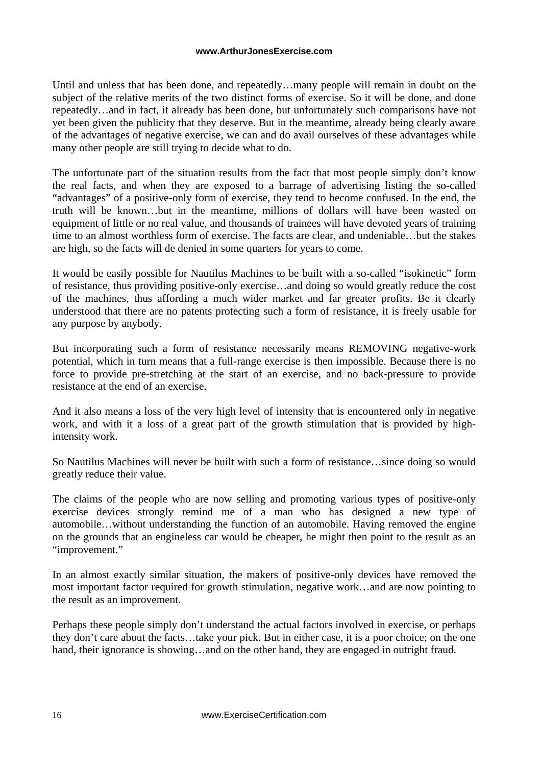Until and unless that has been done, and repeatedly…many people will remain in doubt on the subject of the relative merits of the two distinct forms of exercise. So it will be done, and done repeatedly…and in fact, it already has been done, but unfortunately such comparisons have not yet been given the publicity that they deserve. But in the meantime, already being clearly aware of the advantages of negative exercise, we can and do avail ourselves of these advantages while many other people are still trying to decide what to do.

The unfortunate part of the situation results from the fact that most people simply don't know the real facts, and when they are exposed to a barrage of advertising listing the so-called "advantages" of a positive-only form of exercise, they tend to become confused. In the end, the truth will be known…but in the meantime, millions of dollars will have been wasted on equipment of little or no real value, and thousands of trainees will have devoted years of training time to an almost worthless form of exercise. The facts are clear, and undeniable…but the stakes are high, so the facts will de denied in some quarters for years to come.

It would be easily possible for Nautilus Machines to be built with a so-called "isokinetic" form of resistance, thus providing positive-only exercise…and doing so would greatly reduce the cost of the machines, thus affording a much wider market and far greater profits. Be it clearly understood that there are no patents protecting such a form of resistance, it is freely usable for any purpose by anybody.

But incorporating such a form of resistance necessarily means REMOVING negative-work potential, which in turn means that a full-range exercise is then impossible. Because there is no force to provide pre-stretching at the start of an exercise, and no back-pressure to provide resistance at the end of an exercise.

And it also means a loss of the very high level of intensity that is encountered only in negative work, and with it a loss of a great part of the growth stimulation that is provided by high-intensity work.

So Nautilus Machines will never be built with such a form of resistance…since doing so would greatly reduce their value.

The claims of the people who are now selling and promoting various types of positive-only exercise devices strongly remind me of a man who has designed a new type of automobile…without understanding the function of an automobile. Having removed the engine on the grounds that an engineless car would be cheaper, he might then point to the result as an "improvement."

In an almost exactly similar situation, the makers of positive-only devices have removed the most important factor required for growth stimulation, negative work…and are now pointing to the result as an improvement.

Perhaps these people simply don't understand the actual factors involved in exercise, or perhaps they don't care about the facts…take your pick. But in either case, it is a poor choice; on the one hand, their ignorance is showing…and on the other hand, they are engaged in outright fraud.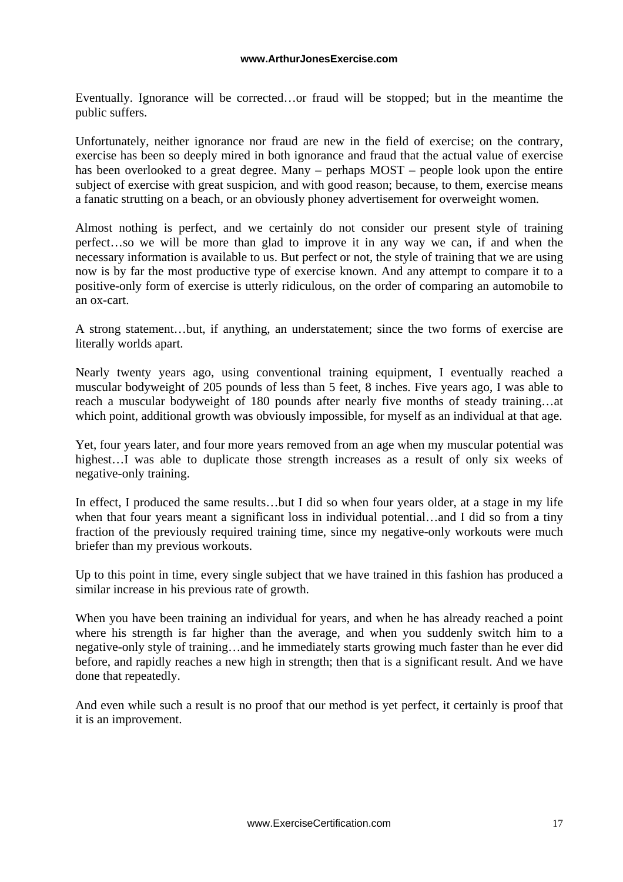Eventually. Ignorance will be corrected…or fraud will be stopped; but in the meantime the public suffers.

Unfortunately, neither ignorance nor fraud are new in the field of exercise; on the contrary, exercise has been so deeply mired in both ignorance and fraud that the actual value of exercise has been overlooked to a great degree. Many – perhaps MOST – people look upon the entire subject of exercise with great suspicion, and with good reason; because, to them, exercise means a fanatic strutting on a beach, or an obviously phoney advertisement for overweight women.

Almost nothing is perfect, and we certainly do not consider our present style of training perfect…so we will be more than glad to improve it in any way we can, if and when the necessary information is available to us. But perfect or not, the style of training that we are using now is by far the most productive type of exercise known. And any attempt to compare it to a positive-only form of exercise is utterly ridiculous, on the order of comparing an automobile to an ox-cart.

A strong statement…but, if anything, an understatement; since the two forms of exercise are literally worlds apart.

Nearly twenty years ago, using conventional training equipment, I eventually reached a muscular bodyweight of 205 pounds of less than 5 feet, 8 inches. Five years ago, I was able to reach a muscular bodyweight of 180 pounds after nearly five months of steady training…at which point, additional growth was obviously impossible, for myself as an individual at that age.

Yet, four years later, and four more years removed from an age when my muscular potential was highest…I was able to duplicate those strength increases as a result of only six weeks of negative-only training.

In effect, I produced the same results…but I did so when four years older, at a stage in my life when that four years meant a significant loss in individual potential…and I did so from a tiny fraction of the previously required training time, since my negative-only workouts were much briefer than my previous workouts.

Up to this point in time, every single subject that we have trained in this fashion has produced a similar increase in his previous rate of growth.

When you have been training an individual for years, and when he has already reached a point where his strength is far higher than the average, and when you suddenly switch him to a negative-only style of training…and he immediately starts growing much faster than he ever did before, and rapidly reaches a new high in strength; then that is a significant result. And we have done that repeatedly.

And even while such a result is no proof that our method is yet perfect, it certainly is proof that it is an improvement.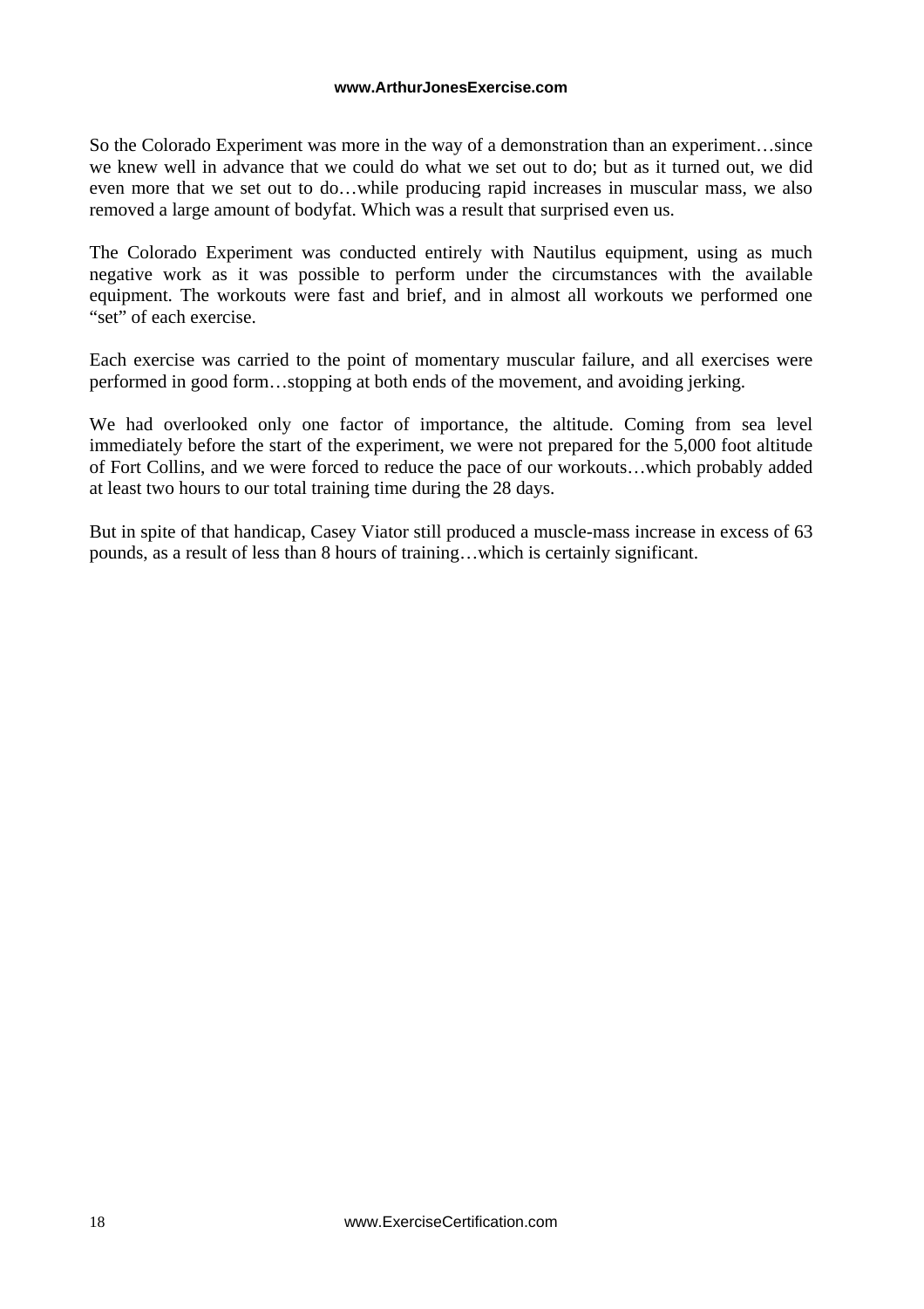So the Colorado Experiment was more in the way of a demonstration than an experiment…since we knew well in advance that we could do what we set out to do; but as it turned out, we did even more that we set out to do…while producing rapid increases in muscular mass, we also removed a large amount of bodyfat. Which was a result that surprised even us.

The Colorado Experiment was conducted entirely with Nautilus equipment, using as much negative work as it was possible to perform under the circumstances with the available equipment. The workouts were fast and brief, and in almost all workouts we performed one "set" of each exercise.

Each exercise was carried to the point of momentary muscular failure, and all exercises were performed in good form…stopping at both ends of the movement, and avoiding jerking.

We had overlooked only one factor of importance, the altitude. Coming from sea level immediately before the start of the experiment, we were not prepared for the 5,000 foot altitude of Fort Collins, and we were forced to reduce the pace of our workouts…which probably added at least two hours to our total training time during the 28 days.

But in spite of that handicap, Casey Viator still produced a muscle-mass increase in excess of 63 pounds, as a result of less than 8 hours of training…which is certainly significant.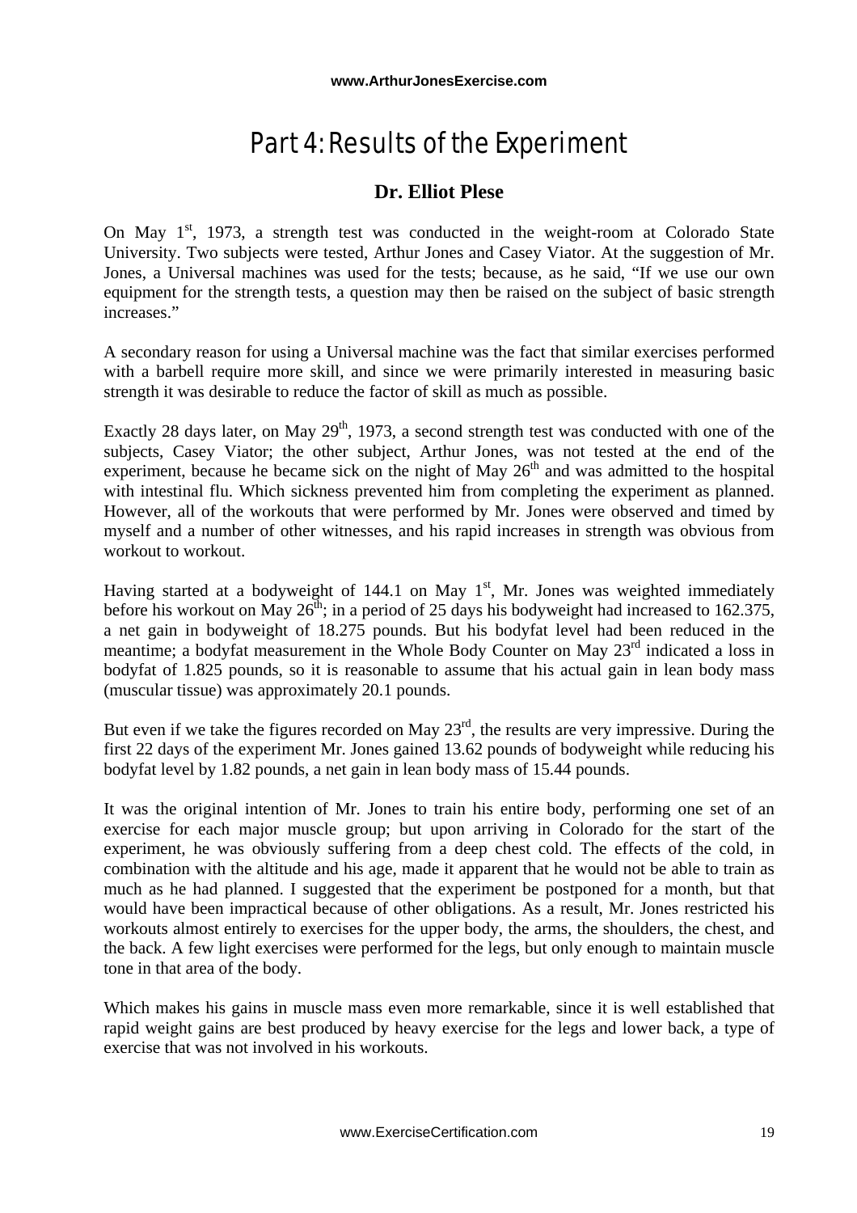# Part 4: Results of the Experiment

### Dr. Elliot Plese

On May 1st, 1973, a strength test was conducted in the weight-room at Colorado State University. Two subjects were tested, Arthur Jones and Casey Viator. At the suggestion of Mr. Jones, a Universal machines was used for the tests; because, as he said, "If we use our own equipment for the strength tests, a question may then be raised on the subject of basic strength increases."

A secondary reason for using a Universal machine was the fact that similar exercises performed with a barbell require more skill, and since we were primarily interested in measuring basic strength it was desirable to reduce the factor of skill as much as possible.

Exactly 28 days later, on May 29th, 1973, a second strength test was conducted with one of the subjects, Casey Viator; the other subject, Arthur Jones, was not tested at the end of the experiment, because he became sick on the night of May 26th and was admitted to the hospital with intestinal flu. Which sickness prevented him from completing the experiment as planned. However, all of the workouts that were performed by Mr. Jones were observed and timed by myself and a number of other witnesses, and his rapid increases in strength was obvious from workout to workout.

Having started at a bodyweight of 144.1 on May 1st, Mr. Jones was weighted immediately before his workout on May 26th; in a period of 25 days his bodyweight had increased to 162.375, a net gain in bodyweight of 18.275 pounds. But his bodyfat level had been reduced in the meantime; a bodyfat measurement in the Whole Body Counter on May 23rd indicated a loss in bodyfat of 1.825 pounds, so it is reasonable to assume that his actual gain in lean body mass (muscular tissue) was approximately 20.1 pounds.

But even if we take the figures recorded on May 23rd, the results are very impressive. During the first 22 days of the experiment Mr. Jones gained 13.62 pounds of bodyweight while reducing his bodyfat level by 1.82 pounds, a net gain in lean body mass of 15.44 pounds.

It was the original intention of Mr. Jones to train his entire body, performing one set of an exercise for each major muscle group; but upon arriving in Colorado for the start of the experiment, he was obviously suffering from a deep chest cold. The effects of the cold, in combination with the altitude and his age, made it apparent that he would not be able to train as much as he had planned. I suggested that the experiment be postponed for a month, but that would have been impractical because of other obligations. As a result, Mr. Jones restricted his workouts almost entirely to exercises for the upper body, the arms, the shoulders, the chest, and the back. A few light exercises were performed for the legs, but only enough to maintain muscle tone in that area of the body.

Which makes his gains in muscle mass even more remarkable, since it is well established that rapid weight gains are best produced by heavy exercise for the legs and lower back, a type of exercise that was not involved in his workouts.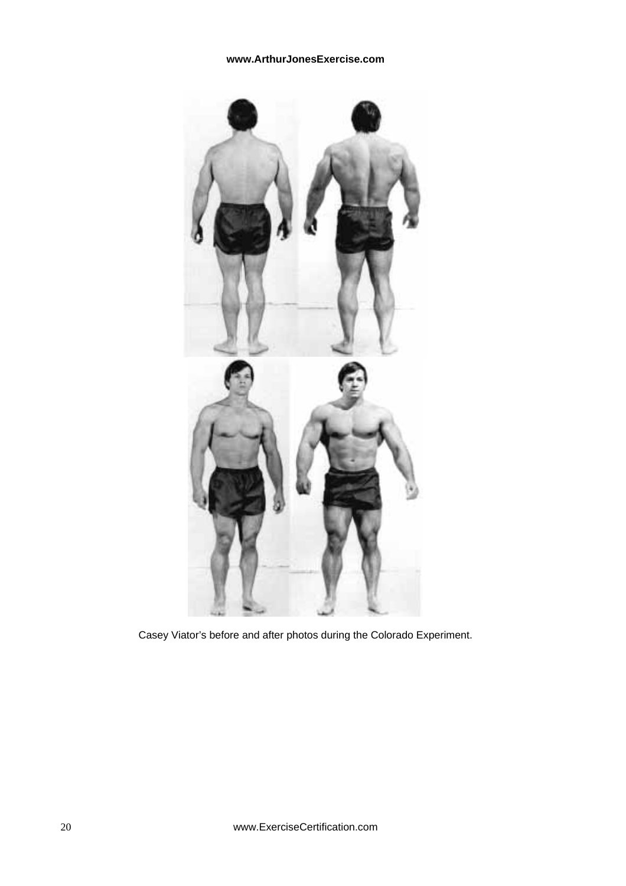Casey Viator's before and after photos during the Colorado Experiment.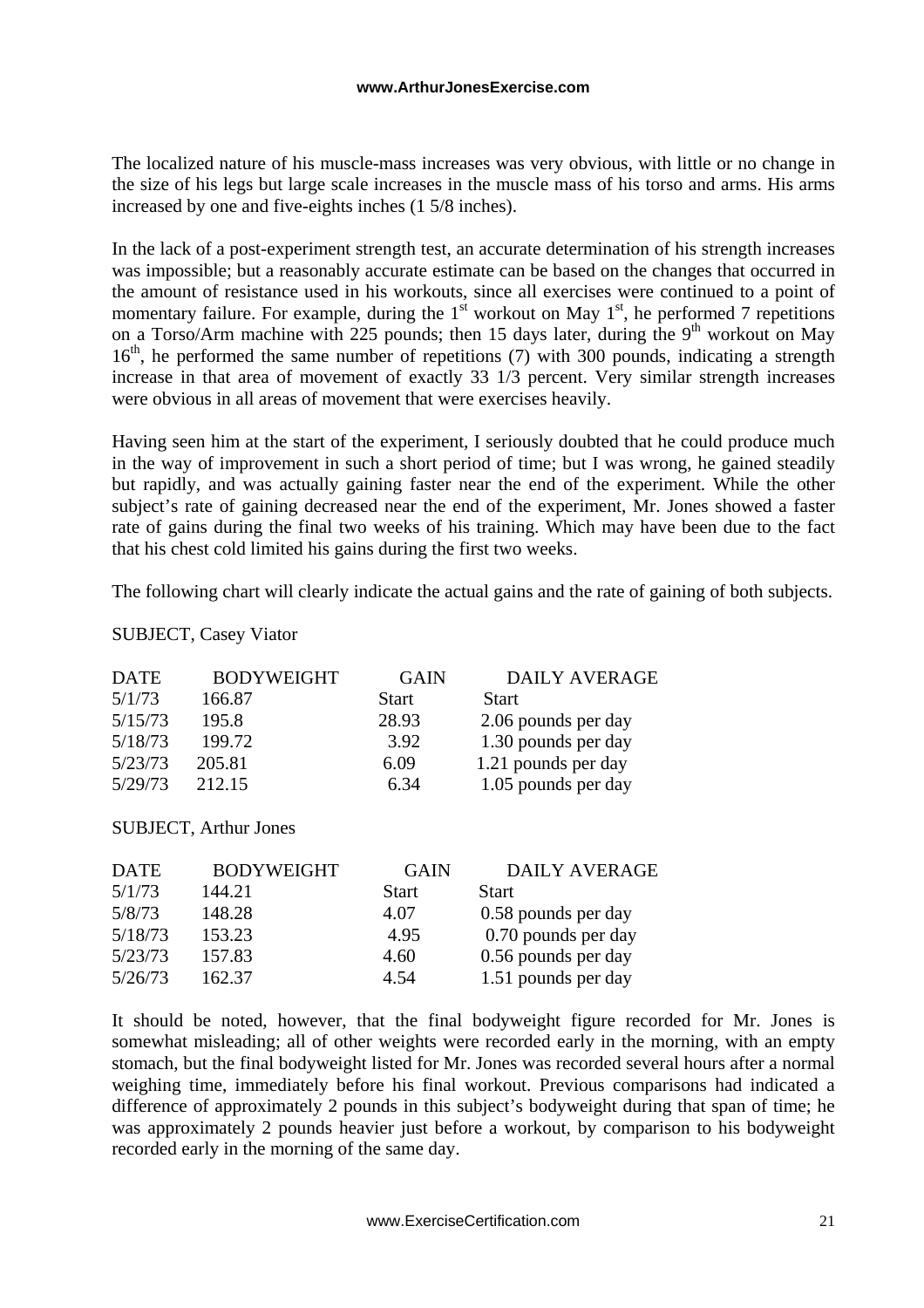The localized nature of his muscle-mass increases was very obvious, with little or no change in the size of his legs but large scale increases in the muscle mass of his torso and arms. His arms increased by one and five-eights inches (1 5/8 inches).

In the lack of a post-experiment strength test, an accurate determination of his strength increases was impossible; but a reasonably accurate estimate can be based on the changes that occurred in the amount of resistance used in his workouts, since all exercises were continued to a point of momentary failure. For example, during the 1st workout on May 1st, he performed 7 repetitions on a Torso/Arm machine with 225 pounds; then 15 days later, during the 9th workout on May 16th, he performed the same number of repetitions (7) with 300 pounds, indicating a strength increase in that area of movement of exactly 33 1/3 percent. Very similar strength increases were obvious in all areas of movement that were exercises heavily.

Having seen him at the start of the experiment, I seriously doubted that he could produce much in the way of improvement in such a short period of time; but I was wrong, he gained steadily but rapidly, and was actually gaining faster near the end of the experiment. While the other subject's rate of gaining decreased near the end of the experiment, Mr. Jones showed a faster rate of gains during the final two weeks of his training. Which may have been due to the fact that his chest cold limited his gains during the first two weeks.

The following chart will clearly indicate the actual gains and the rate of gaining of both subjects.

SUBJECT, Casey Viator

| DATE | BODYWEIGHT | GAIN | DAILY AVERAGE |
|---|---|---|---|
| 5/1/73 | 166.87 | Start | Start |
| 5/15/73 | 195.8 | 28.93 | 2.06 pounds per day |
| 5/18/73 | 199.72 | 3.92 | 1.30 pounds per day |
| 5/23/73 | 205.81 | 6.09 | 1.21 pounds per day |
| 5/29/73 | 212.15 | 6.34 | 1.05 pounds per day |

SUBJECT, Arthur Jones

| DATE | BODYWEIGHT | GAIN | DAILY AVERAGE |
|---|---|---|---|
| 5/1/73 | 144.21 | Start | Start |
| 5/8/73 | 148.28 | 4.07 | 0.58 pounds per day |
| 5/18/73 | 153.23 | 4.95 | 0.70 pounds per day |
| 5/23/73 | 157.83 | 4.60 | 0.56 pounds per day |
| 5/26/73 | 162.37 | 4.54 | 1.51 pounds per day |

It should be noted, however, that the final bodyweight figure recorded for Mr. Jones is somewhat misleading; all of other weights were recorded early in the morning, with an empty stomach, but the final bodyweight listed for Mr. Jones was recorded several hours after a normal weighing time, immediately before his final workout. Previous comparisons had indicated a difference of approximately 2 pounds in this subject's bodyweight during that span of time; he was approximately 2 pounds heavier just before a workout, by comparison to his bodyweight recorded early in the morning of the same day.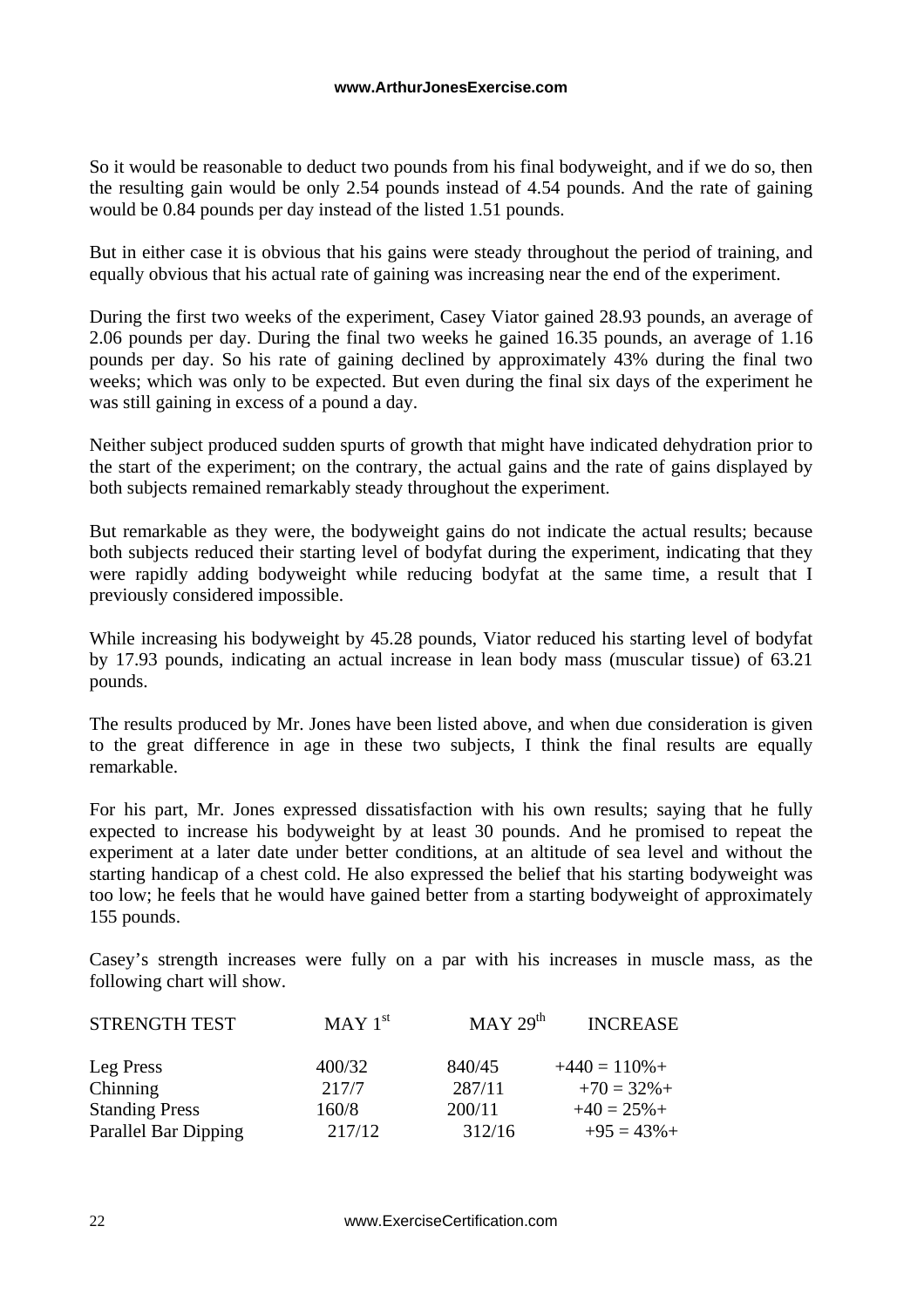So it would be reasonable to deduct two pounds from his final bodyweight, and if we do so, then the resulting gain would be only 2.54 pounds instead of 4.54 pounds. And the rate of gaining would be 0.84 pounds per day instead of the listed 1.51 pounds.

But in either case it is obvious that his gains were steady throughout the period of training, and equally obvious that his actual rate of gaining was increasing near the end of the experiment.

During the first two weeks of the experiment, Casey Viator gained 28.93 pounds, an average of 2.06 pounds per day. During the final two weeks he gained 16.35 pounds, an average of 1.16 pounds per day. So his rate of gaining declined by approximately 43% during the final two weeks; which was only to be expected. But even during the final six days of the experiment he was still gaining in excess of a pound a day.

Neither subject produced sudden spurts of growth that might have indicated dehydration prior to the start of the experiment; on the contrary, the actual gains and the rate of gains displayed by both subjects remained remarkably steady throughout the experiment.

But remarkable as they were, the bodyweight gains do not indicate the actual results; because both subjects reduced their starting level of bodyfat during the experiment, indicating that they were rapidly adding bodyweight while reducing bodyfat at the same time, a result that I previously considered impossible.

While increasing his bodyweight by 45.28 pounds, Viator reduced his starting level of bodyfat by 17.93 pounds, indicating an actual increase in lean body mass (muscular tissue) of 63.21 pounds.

The results produced by Mr. Jones have been listed above, and when due consideration is given to the great difference in age in these two subjects, I think the final results are equally remarkable.

For his part, Mr. Jones expressed dissatisfaction with his own results; saying that he fully expected to increase his bodyweight by at least 30 pounds. And he promised to repeat the experiment at a later date under better conditions, at an altitude of sea level and without the starting handicap of a chest cold. He also expressed the belief that his starting bodyweight was too low; he feels that he would have gained better from a starting bodyweight of approximately 155 pounds.

Casey's strength increases were fully on a par with his increases in muscle mass, as the following chart will show.

| STRENGTH TEST | MAY 1st | MAY 29th | INCREASE |
|---|---|---|---|
| Leg Press | 400/32 | 840/45 | +440 = 110%+ |
| Chinning | 217/7 | 287/11 | +70 = 32%+ |
| Standing Press | 160/8 | 200/11 | +40 = 25%+ |
| Parallel Bar Dipping | 217/12 | 312/16 | +95 = 43%+ |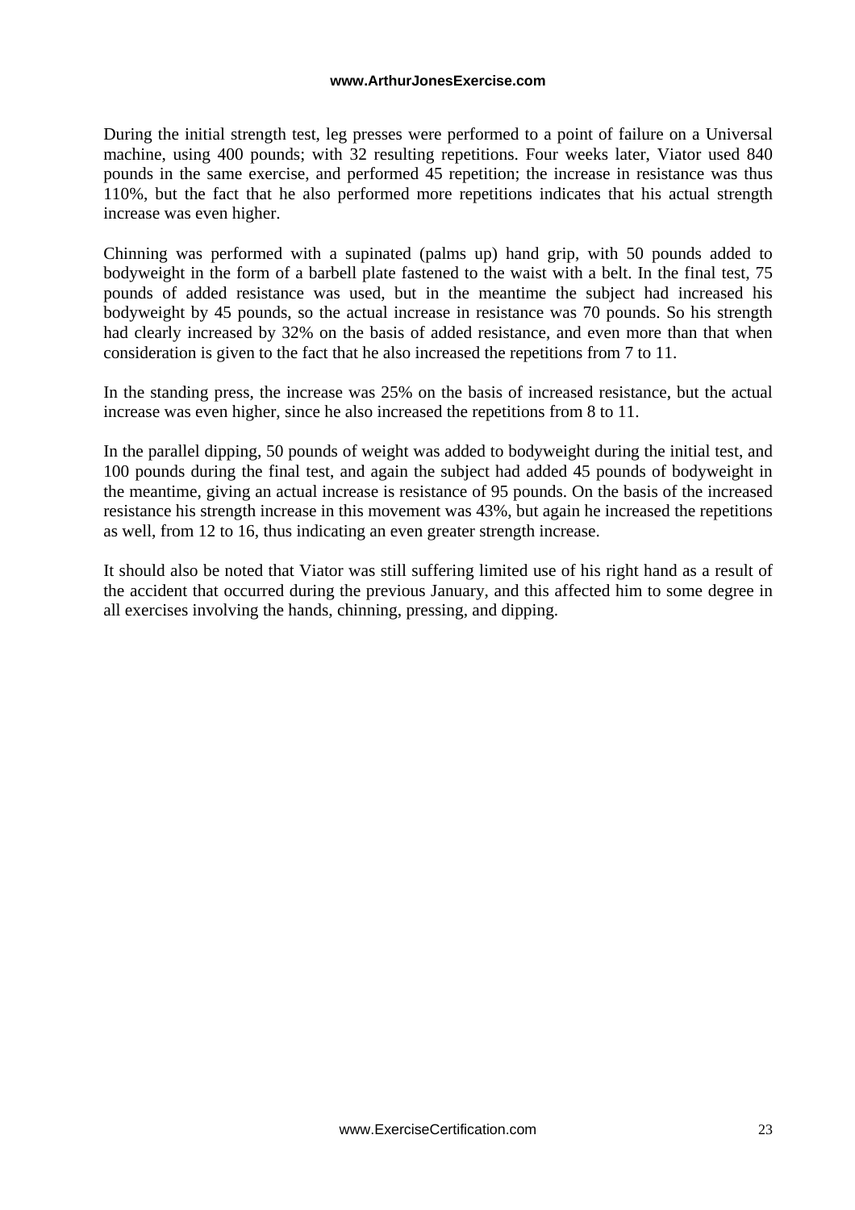During the initial strength test, leg presses were performed to a point of failure on a Universal machine, using 400 pounds; with 32 resulting repetitions. Four weeks later, Viator used 840 pounds in the same exercise, and performed 45 repetition; the increase in resistance was thus 110%, but the fact that he also performed more repetitions indicates that his actual strength increase was even higher.

Chinning was performed with a supinated (palms up) hand grip, with 50 pounds added to bodyweight in the form of a barbell plate fastened to the waist with a belt. In the final test, 75 pounds of added resistance was used, but in the meantime the subject had increased his bodyweight by 45 pounds, so the actual increase in resistance was 70 pounds. So his strength had clearly increased by 32% on the basis of added resistance, and even more than that when consideration is given to the fact that he also increased the repetitions from 7 to 11.

In the standing press, the increase was 25% on the basis of increased resistance, but the actual increase was even higher, since he also increased the repetitions from 8 to 11.

In the parallel dipping, 50 pounds of weight was added to bodyweight during the initial test, and 100 pounds during the final test, and again the subject had added 45 pounds of bodyweight in the meantime, giving an actual increase is resistance of 95 pounds. On the basis of the increased resistance his strength increase in this movement was 43%, but again he increased the repetitions as well, from 12 to 16, thus indicating an even greater strength increase.

It should also be noted that Viator was still suffering limited use of his right hand as a result of the accident that occurred during the previous January, and this affected him to some degree in all exercises involving the hands, chinning, pressing, and dipping.